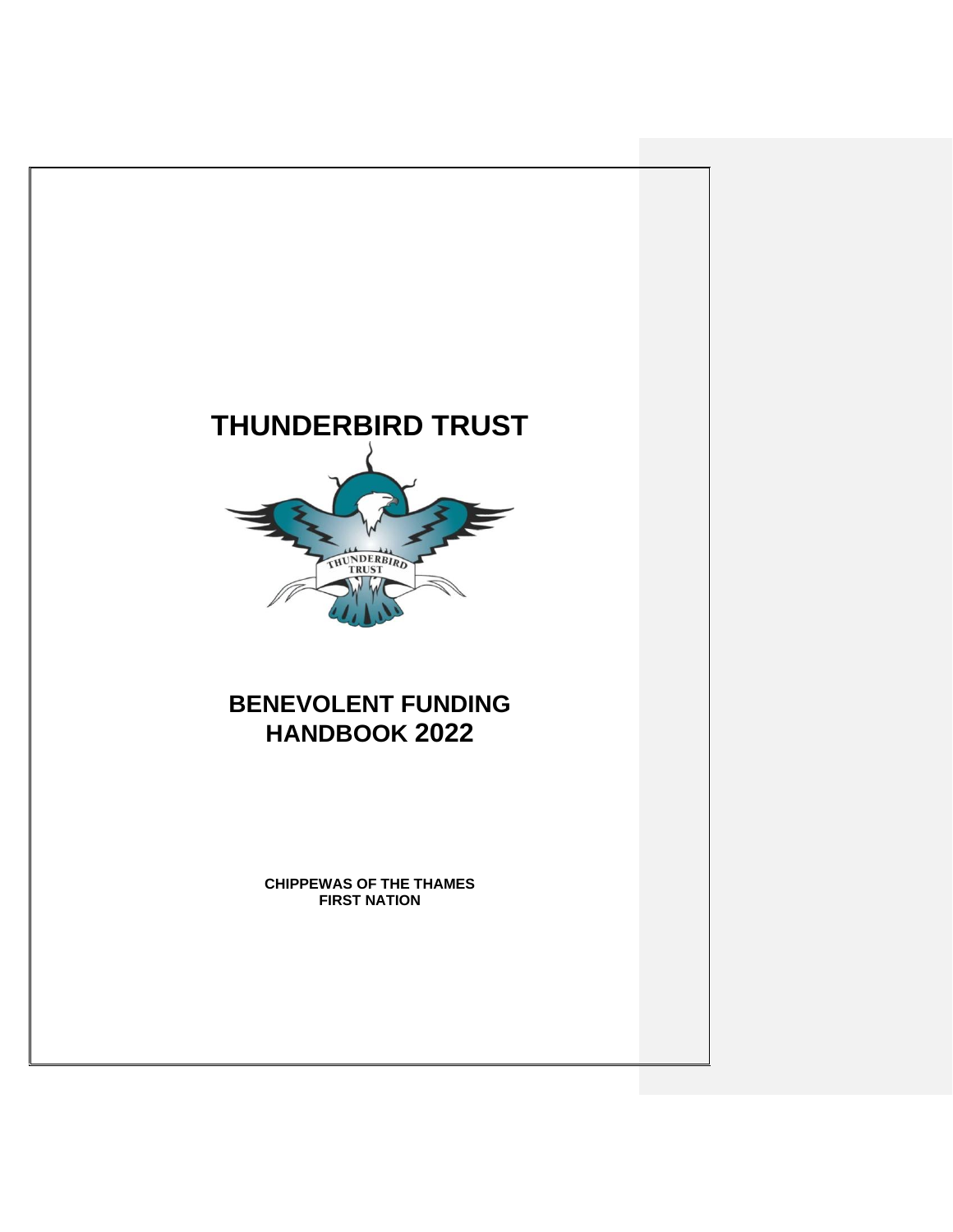# THUNDERBIRD TRUST

## BENEVOLENT FUNDING HANDBOOK 2022

**CHIPPEWAS OF THE THAMES FIRST NATION**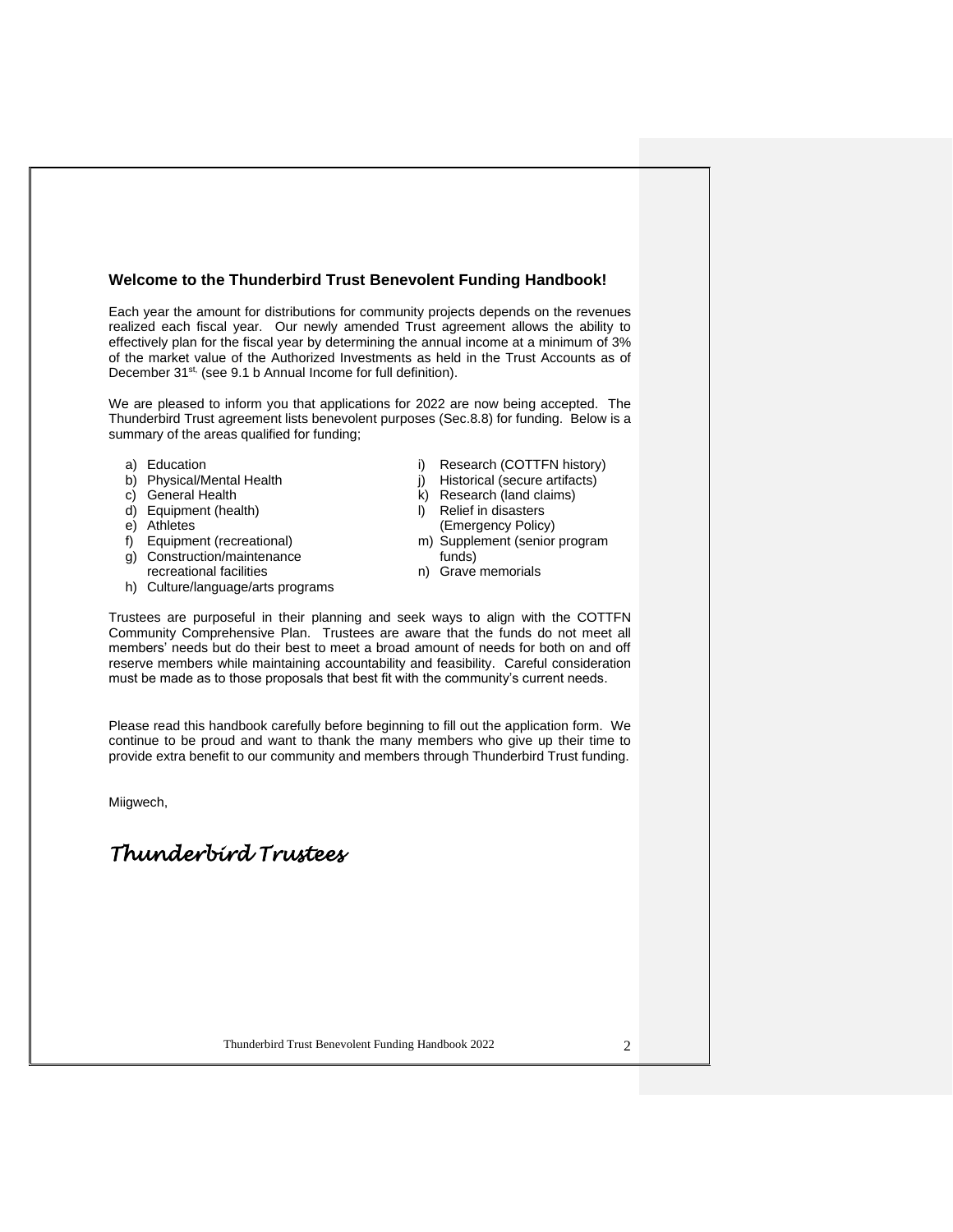## Welcome to the Thunderbird Trust Benevolent Funding Handbook!

Each year the amount for distributions for community projects depends on the revenues realized each fiscal year. Our newly amended Trust agreement allows the ability to effectively plan for the fiscal year by determining the annual income at a minimum of 3% of the market value of the Authorized Investments as held in the Trust Accounts as of December 31st. (see 9.1 b Annual Income for full definition).

We are pleased to inform you that applications for 2022 are now being accepted. The Thunderbird Trust agreement lists benevolent purposes (Sec.8.8) for funding. Below is a summary of the areas qualified for funding;

a) Education
b) Physical/Mental Health
c) General Health
d) Equipment (health)
e) Athletes
f) Equipment (recreational)
g) Construction/maintenance recreational facilities
h) Culture/language/arts programs
i) Research (COTTFN history)
j) Historical (secure artifacts)
k) Research (land claims)
l) Relief in disasters (Emergency Policy)
m) Supplement (senior program funds)
n) Grave memorials

Trustees are purposeful in their planning and seek ways to align with the COTTFN Community Comprehensive Plan. Trustees are aware that the funds do not meet all members' needs but do their best to meet a broad amount of needs for both on and off reserve members while maintaining accountability and feasibility. Careful consideration must be made as to those proposals that best fit with the community's current needs.

Please read this handbook carefully before beginning to fill out the application form. We continue to be proud and want to thank the many members who give up their time to provide extra benefit to our community and members through Thunderbird Trust funding.

Miigwech,

*Thunderbird Trustees*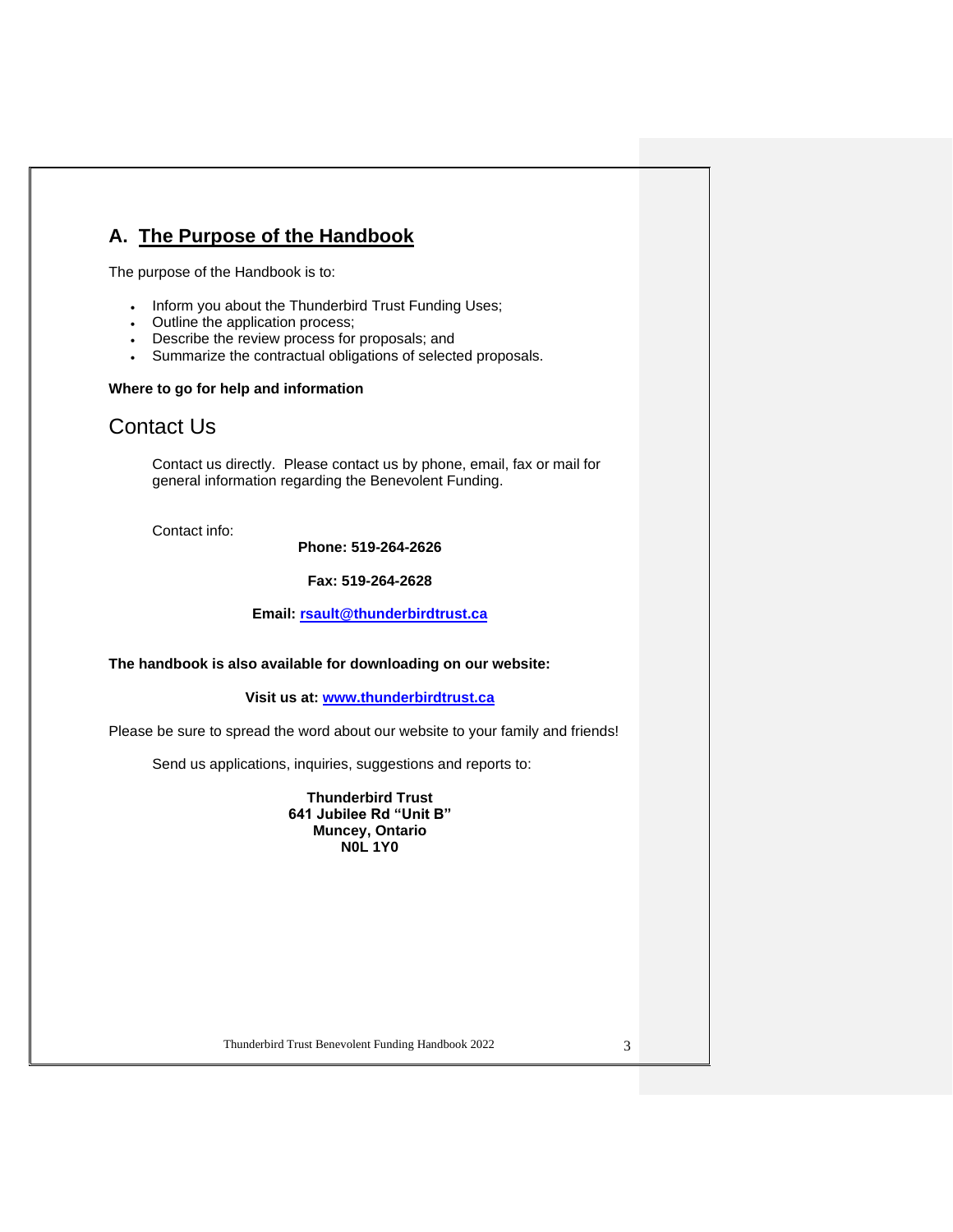## A. The Purpose of the Handbook

The purpose of the Handbook is to:

- Inform you about the Thunderbird Trust Funding Uses;
- Outline the application process;
- Describe the review process for proposals; and
- Summarize the contractual obligations of selected proposals.

**Where to go for help and information**

## Contact Us

Contact us directly. Please contact us by phone, email, fax or mail for general information regarding the Benevolent Funding.

Contact info:

**Phone: 519-264-2626**

**Fax: 519-264-2628**

**Email: rsault@thunderbirdtrust.ca**

**The handbook is also available for downloading on our website:**

**Visit us at: www.thunderbirdtrust.ca**

Please be sure to spread the word about our website to your family and friends!

Send us applications, inquiries, suggestions and reports to:

**Thunderbird Trust**
**641 Jubilee Rd "Unit B"**
**Muncey, Ontario**
**N0L 1Y0**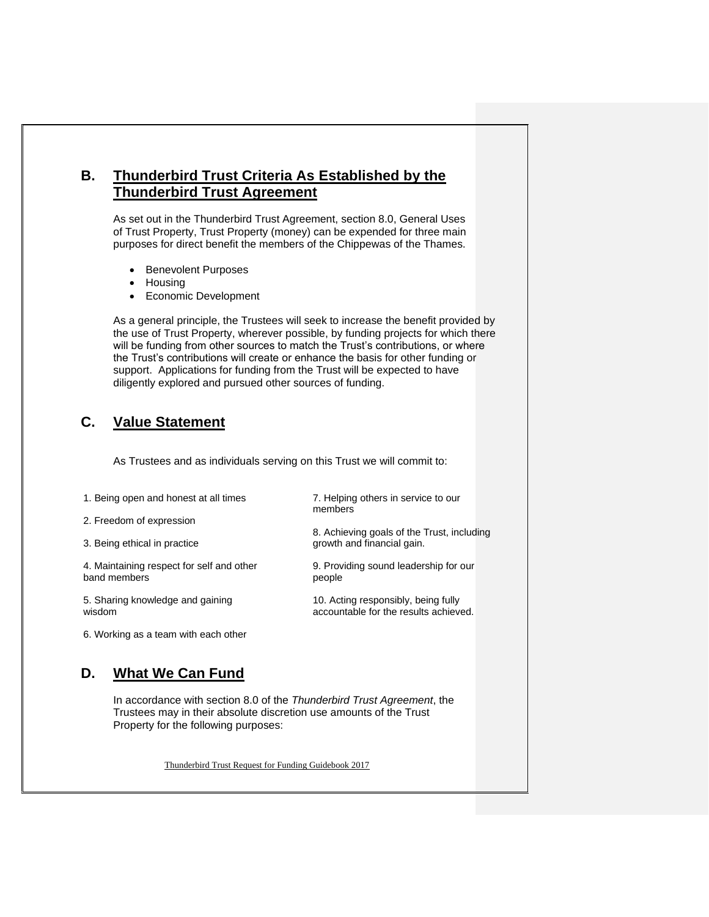## B. Thunderbird Trust Criteria As Established by the Thunderbird Trust Agreement

As set out in the Thunderbird Trust Agreement, section 8.0, General Uses of Trust Property, Trust Property (money) can be expended for three main purposes for direct benefit the members of the Chippewas of the Thames.

- Benevolent Purposes
- Housing
- Economic Development

As a general principle, the Trustees will seek to increase the benefit provided by the use of Trust Property, wherever possible, by funding projects for which there will be funding from other sources to match the Trust's contributions, or where the Trust's contributions will create or enhance the basis for other funding or support. Applications for funding from the Trust will be expected to have diligently explored and pursued other sources of funding.

## C. Value Statement

As Trustees and as individuals serving on this Trust we will commit to:

1. Being open and honest at all times
2. Freedom of expression
3. Being ethical in practice
4. Maintaining respect for self and other band members
5. Sharing knowledge and gaining wisdom
6. Working as a team with each other
7. Helping others in service to our members
8. Achieving goals of the Trust, including growth and financial gain.
9. Providing sound leadership for our people
10. Acting responsibly, being fully accountable for the results achieved.

## D. What We Can Fund

In accordance with section 8.0 of the *Thunderbird Trust Agreement*, the Trustees may in their absolute discretion use amounts of the Trust Property for the following purposes: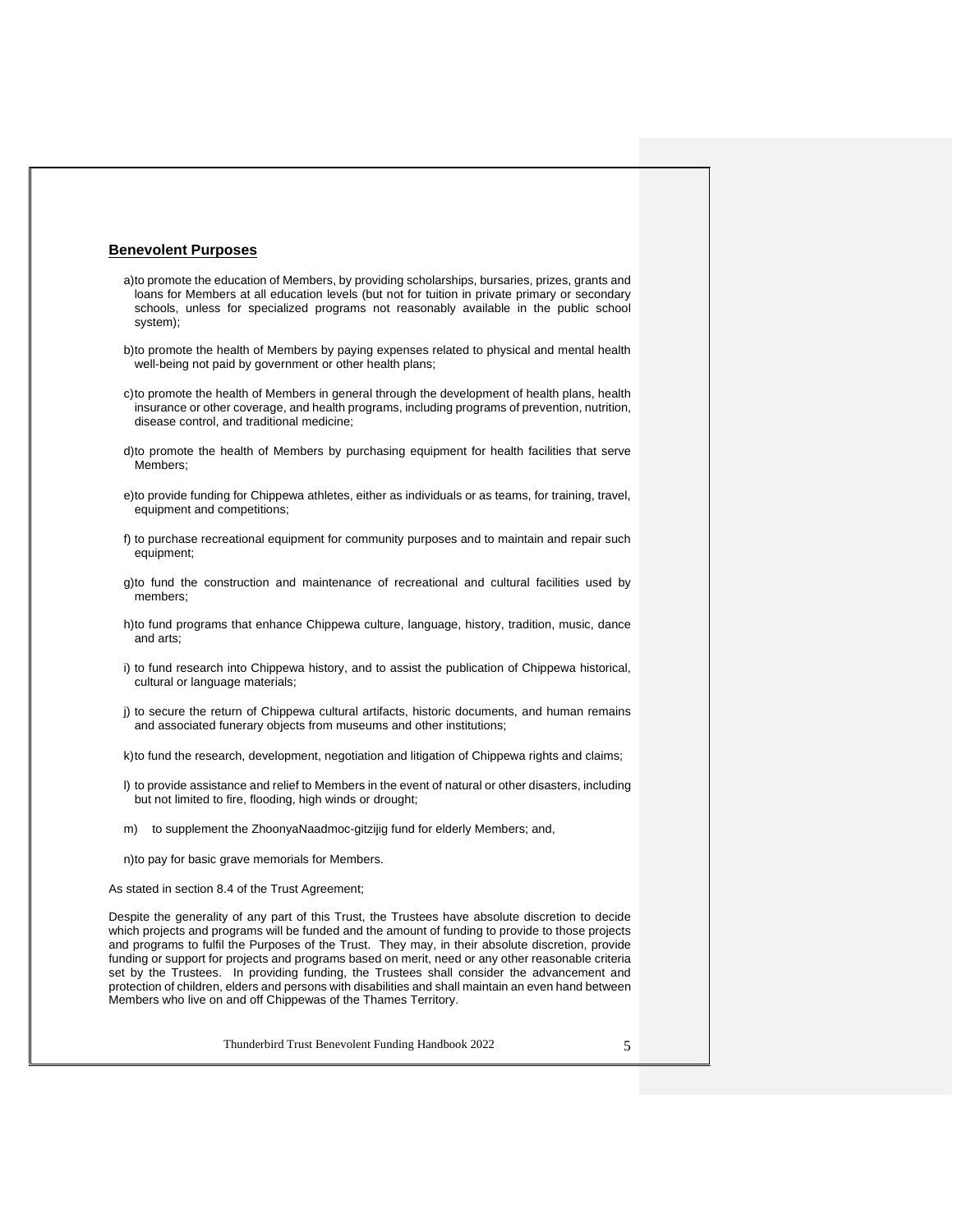## Benevolent Purposes

a) to promote the education of Members, by providing scholarships, bursaries, prizes, grants and loans for Members at all education levels (but not for tuition in private primary or secondary schools, unless for specialized programs not reasonably available in the public school system);

b) to promote the health of Members by paying expenses related to physical and mental health well-being not paid by government or other health plans;

c) to promote the health of Members in general through the development of health plans, health insurance or other coverage, and health programs, including programs of prevention, nutrition, disease control, and traditional medicine;

d) to promote the health of Members by purchasing equipment for health facilities that serve Members;

e) to provide funding for Chippewa athletes, either as individuals or as teams, for training, travel, equipment and competitions;

f) to purchase recreational equipment for community purposes and to maintain and repair such equipment;

g) to fund the construction and maintenance of recreational and cultural facilities used by members;

h) to fund programs that enhance Chippewa culture, language, history, tradition, music, dance and arts;

i) to fund research into Chippewa history, and to assist the publication of Chippewa historical, cultural or language materials;

j) to secure the return of Chippewa cultural artifacts, historic documents, and human remains and associated funerary objects from museums and other institutions;

k) to fund the research, development, negotiation and litigation of Chippewa rights and claims;

l) to provide assistance and relief to Members in the event of natural or other disasters, including but not limited to fire, flooding, high winds or drought;

m) to supplement the ZhoonyaNaadmoc-gitzijig fund for elderly Members; and,

n) to pay for basic grave memorials for Members.

As stated in section 8.4 of the Trust Agreement;

Despite the generality of any part of this Trust, the Trustees have absolute discretion to decide which projects and programs will be funded and the amount of funding to provide to those projects and programs to fulfil the Purposes of the Trust. They may, in their absolute discretion, provide funding or support for projects and programs based on merit, need or any other reasonable criteria set by the Trustees. In providing funding, the Trustees shall consider the advancement and protection of children, elders and persons with disabilities and shall maintain an even hand between Members who live on and off Chippewas of the Thames Territory.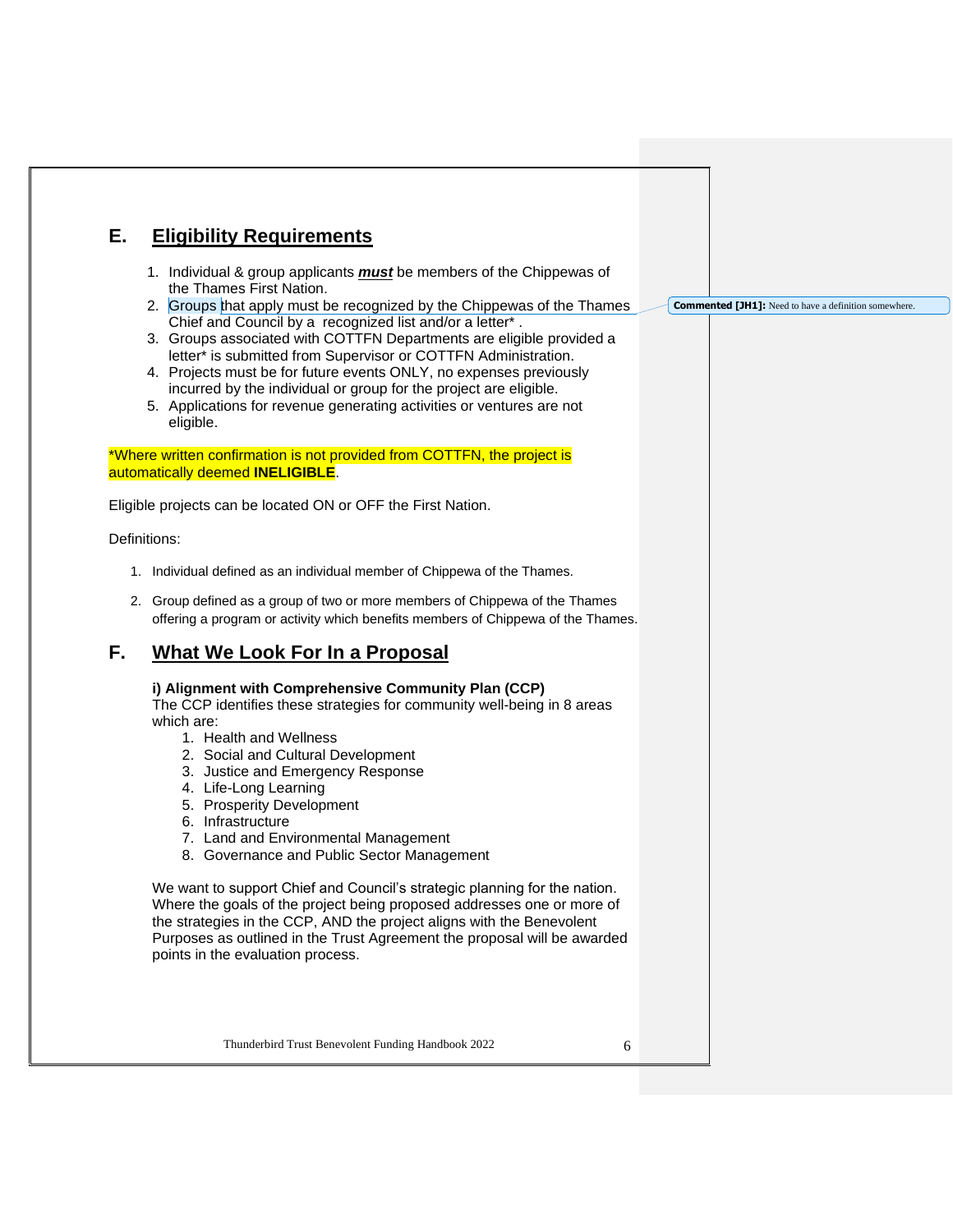## E. Eligibility Requirements

1. Individual & group applicants ***must*** be members of the Chippewas of the Thames First Nation.
2. Groups that apply must be recognized by the Chippewas of the Thames Chief and Council by a recognized list and/or a letter* .
3. Groups associated with COTTFN Departments are eligible provided a letter* is submitted from Supervisor or COTTFN Administration.
4. Projects must be for future events ONLY, no expenses previously incurred by the individual or group for the project are eligible.
5. Applications for revenue generating activities or ventures are not eligible.

*Where written confirmation is not provided from COTTFN, the project is automatically deemed **INELIGIBLE**.

Eligible projects can be located ON or OFF the First Nation.

Definitions:

1. Individual defined as an individual member of Chippewa of the Thames.
2. Group defined as a group of two or more members of Chippewa of the Thames offering a program or activity which benefits members of Chippewa of the Thames.

**Commented [JH1]:** Need to have a definition somewhere.

## F. What We Look For In a Proposal

**i) Alignment with Comprehensive Community Plan (CCP)**

The CCP identifies these strategies for community well-being in 8 areas which are:

1. Health and Wellness
2. Social and Cultural Development
3. Justice and Emergency Response
4. Life-Long Learning
5. Prosperity Development
6. Infrastructure
7. Land and Environmental Management
8. Governance and Public Sector Management

We want to support Chief and Council's strategic planning for the nation. Where the goals of the project being proposed addresses one or more of the strategies in the CCP, AND the project aligns with the Benevolent Purposes as outlined in the Trust Agreement the proposal will be awarded points in the evaluation process.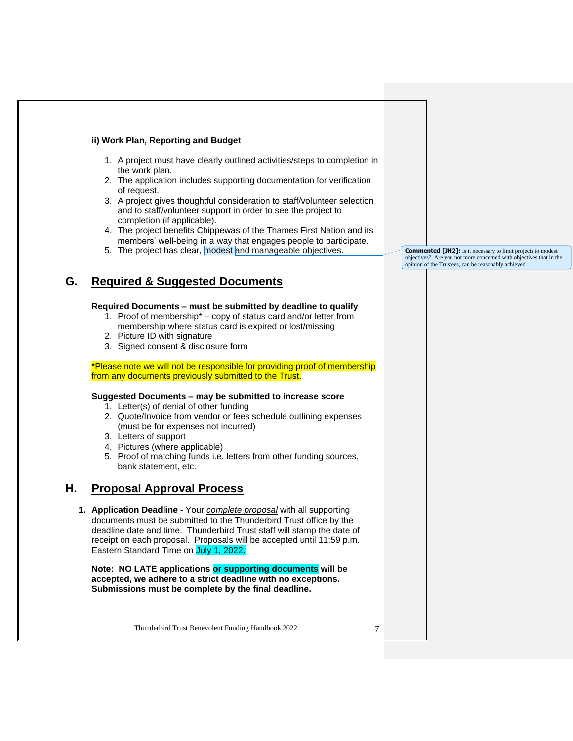**ii) Work Plan, Reporting and Budget**

1. A project must have clearly outlined activities/steps to completion in the work plan.
2. The application includes supporting documentation for verification of request.
3. A project gives thoughtful consideration to staff/volunteer selection and to staff/volunteer support in order to see the project to completion (if applicable).
4. The project benefits Chippewas of the Thames First Nation and its members' well-being in a way that engages people to participate.
5. The project has clear, modest and manageable objectives.

**Commented [JH2]:** Is it necessary to limit projects to modest objectives? Are you not more concerned with objectives that in the opinion of the Trustees, can be reasonably achieved

## G. Required & Suggested Documents

**Required Documents – must be submitted by deadline to qualify**

1. Proof of membership* – copy of status card and/or letter from membership where status card is expired or lost/missing
2. Picture ID with signature
3. Signed consent & disclosure form

*Please note we will not be responsible for providing proof of membership from any documents previously submitted to the Trust.

**Suggested Documents – may be submitted to increase score**

1. Letter(s) of denial of other funding
2. Quote/Invoice from vendor or fees schedule outlining expenses (must be for expenses not incurred)
3. Letters of support
4. Pictures (where applicable)
5. Proof of matching funds i.e. letters from other funding sources, bank statement, etc.

## H. Proposal Approval Process

1. **Application Deadline -** Your *complete proposal* with all supporting documents must be submitted to the Thunderbird Trust office by the deadline date and time. Thunderbird Trust staff will stamp the date of receipt on each proposal. Proposals will be accepted until 11:59 p.m. Eastern Standard Time on July 1, 2022.

**Note: NO LATE applications or supporting documents will be accepted, we adhere to a strict deadline with no exceptions. Submissions must be complete by the final deadline.**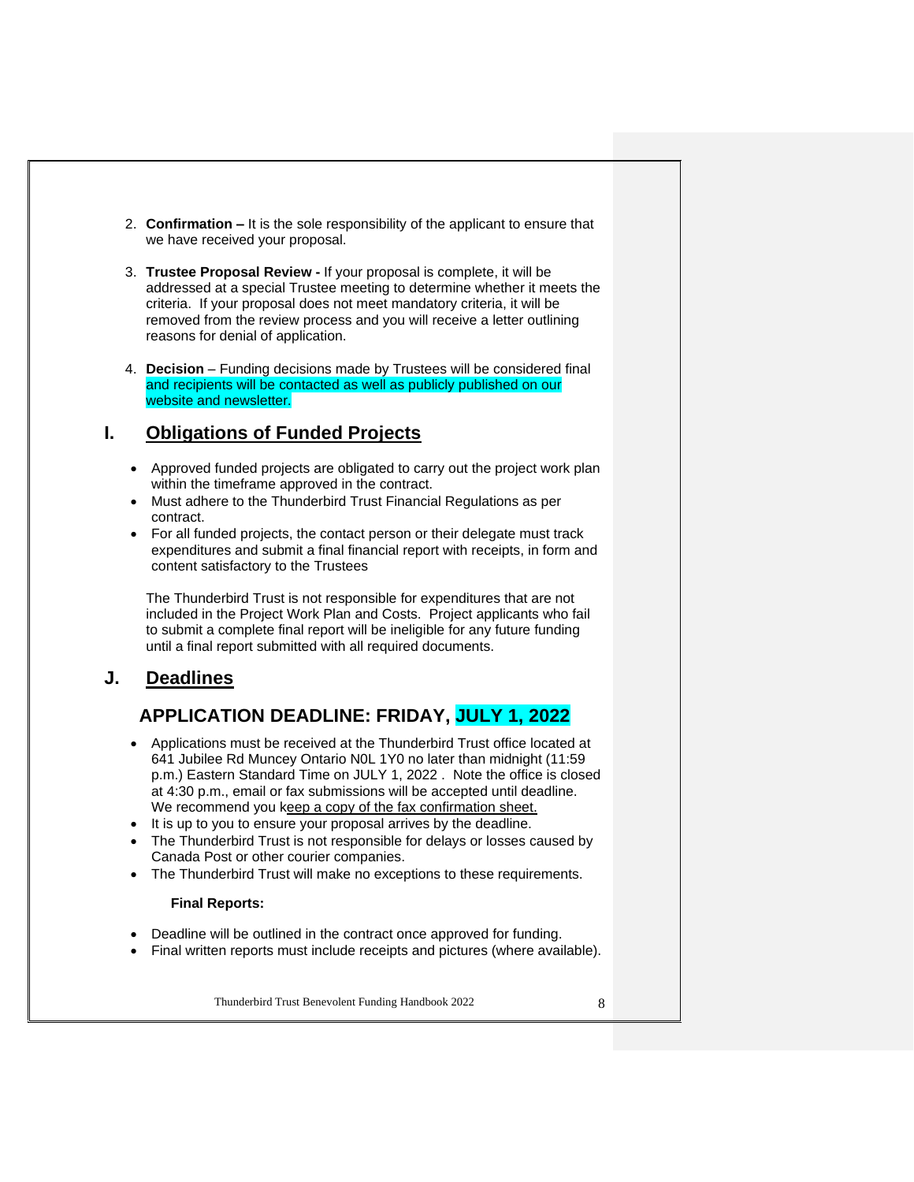2. **Confirmation –** It is the sole responsibility of the applicant to ensure that we have received your proposal.

3. **Trustee Proposal Review -** If your proposal is complete, it will be addressed at a special Trustee meeting to determine whether it meets the criteria. If your proposal does not meet mandatory criteria, it will be removed from the review process and you will receive a letter outlining reasons for denial of application.

4. **Decision** – Funding decisions made by Trustees will be considered final and recipients will be contacted as well as publicly published on our website and newsletter.

## I. Obligations of Funded Projects

- Approved funded projects are obligated to carry out the project work plan within the timeframe approved in the contract.
- Must adhere to the Thunderbird Trust Financial Regulations as per contract.
- For all funded projects, the contact person or their delegate must track expenditures and submit a final financial report with receipts, in form and content satisfactory to the Trustees

The Thunderbird Trust is not responsible for expenditures that are not included in the Project Work Plan and Costs. Project applicants who fail to submit a complete final report will be ineligible for any future funding until a final report submitted with all required documents.

## J. Deadlines

### APPLICATION DEADLINE: FRIDAY, JULY 1, 2022

- Applications must be received at the Thunderbird Trust office located at 641 Jubilee Rd Muncey Ontario N0L 1Y0 no later than midnight (11:59 p.m.) Eastern Standard Time on JULY 1, 2022 . Note the office is closed at 4:30 p.m., email or fax submissions will be accepted until deadline. We recommend you keep a copy of the fax confirmation sheet.
- It is up to you to ensure your proposal arrives by the deadline.
- The Thunderbird Trust is not responsible for delays or losses caused by Canada Post or other courier companies.
- The Thunderbird Trust will make no exceptions to these requirements.

**Final Reports:**

- Deadline will be outlined in the contract once approved for funding.
- Final written reports must include receipts and pictures (where available).